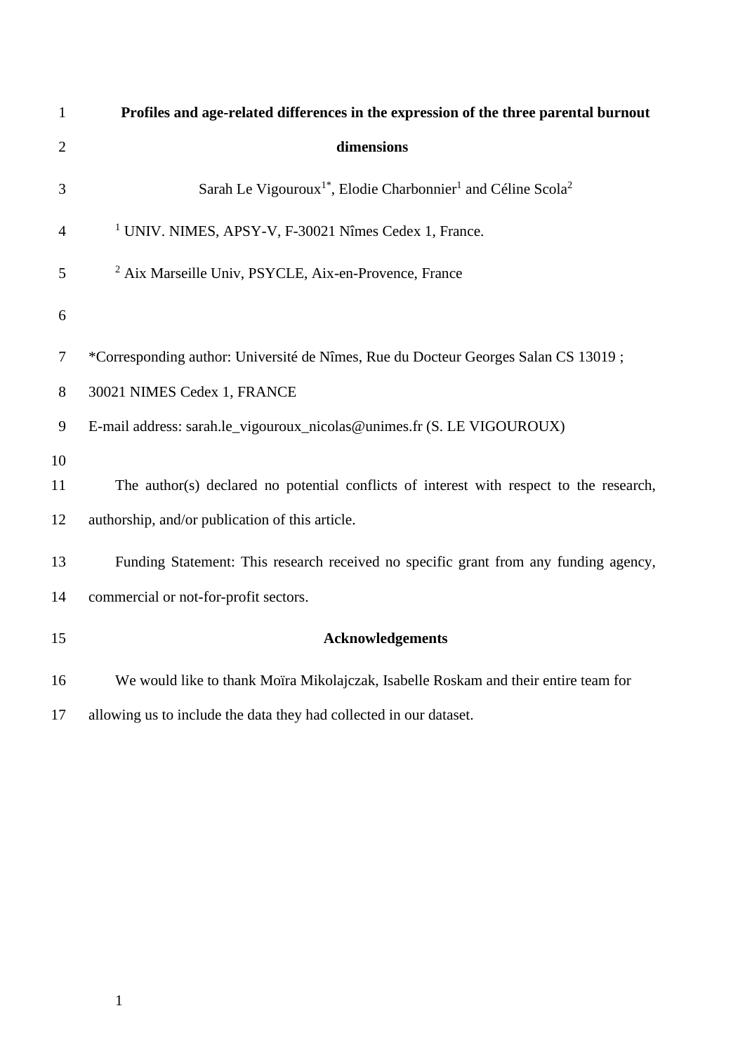# Profiles and age-related differences in the expression of the three parental burnout dimensions

Sarah Le Vigouroux[1*], Elodie Charbonnier[1] and Céline Scola[2]

[1] UNIV. NIMES, APSY-V, F-30021 Nîmes Cedex 1, France.

[2] Aix Marseille Univ, PSYCLE, Aix-en-Provence, France

*Corresponding author: Université de Nîmes, Rue du Docteur Georges Salan CS 13019 ; 30021 NIMES Cedex 1, FRANCE

E-mail address: sarah.le_vigouroux_nicolas@unimes.fr (S. LE VIGOUROUX)

The author(s) declared no potential conflicts of interest with respect to the research, authorship, and/or publication of this article.

Funding Statement: This research received no specific grant from any funding agency, commercial or not-for-profit sectors.

## Acknowledgements

We would like to thank Moïra Mikolajczak, Isabelle Roskam and their entire team for allowing us to include the data they had collected in our dataset.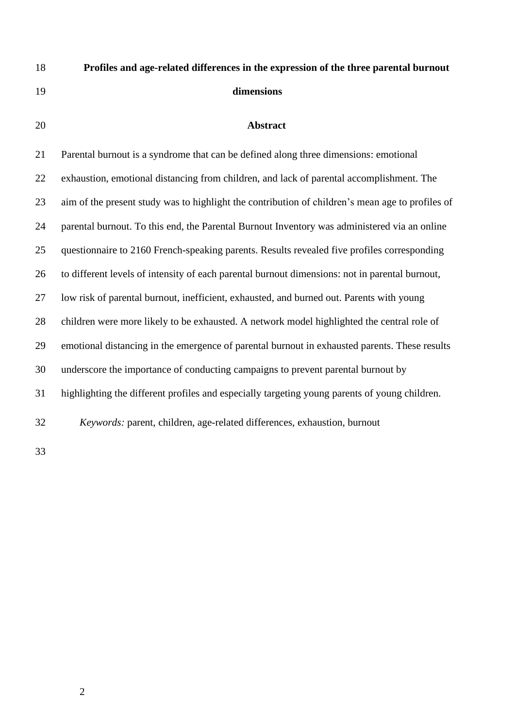# Profiles and age-related differences in the expression of the three parental burnout dimensions

## Abstract

Parental burnout is a syndrome that can be defined along three dimensions: emotional exhaustion, emotional distancing from children, and lack of parental accomplishment. The aim of the present study was to highlight the contribution of children's mean age to profiles of parental burnout. To this end, the Parental Burnout Inventory was administered via an online questionnaire to 2160 French-speaking parents. Results revealed five profiles corresponding to different levels of intensity of each parental burnout dimensions: not in parental burnout, low risk of parental burnout, inefficient, exhausted, and burned out. Parents with young children were more likely to be exhausted. A network model highlighted the central role of emotional distancing in the emergence of parental burnout in exhausted parents. These results underscore the importance of conducting campaigns to prevent parental burnout by highlighting the different profiles and especially targeting young parents of young children.

*Keywords:* parent, children, age-related differences, exhaustion, burnout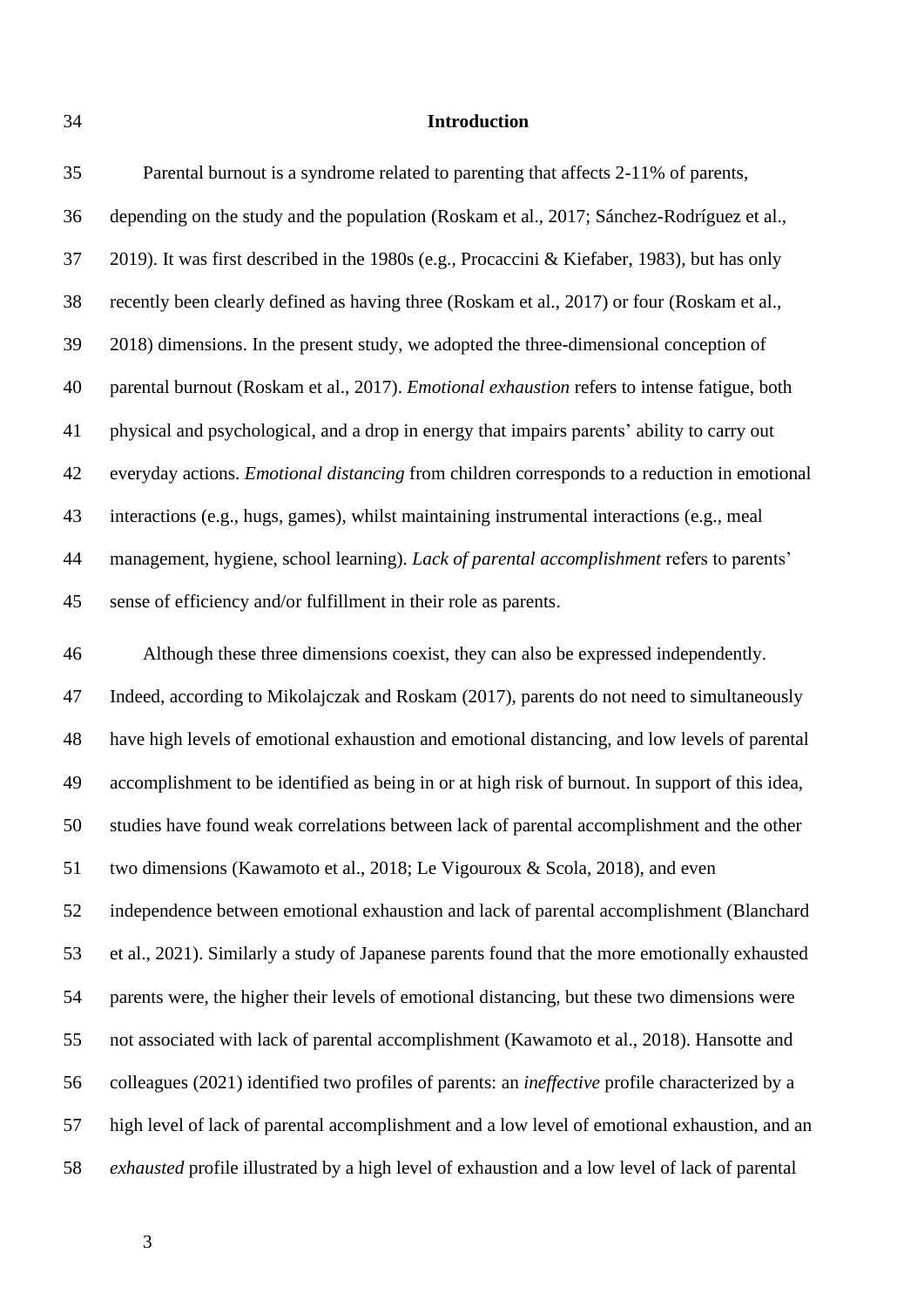# Introduction

Parental burnout is a syndrome related to parenting that affects 2-11% of parents, depending on the study and the population (Roskam et al., 2017; Sánchez-Rodríguez et al., 2019). It was first described in the 1980s (e.g., Procaccini & Kiefaber, 1983), but has only recently been clearly defined as having three (Roskam et al., 2017) or four (Roskam et al., 2018) dimensions. In the present study, we adopted the three-dimensional conception of parental burnout (Roskam et al., 2017). *Emotional exhaustion* refers to intense fatigue, both physical and psychological, and a drop in energy that impairs parents' ability to carry out everyday actions. *Emotional distancing* from children corresponds to a reduction in emotional interactions (e.g., hugs, games), whilst maintaining instrumental interactions (e.g., meal management, hygiene, school learning). *Lack of parental accomplishment* refers to parents' sense of efficiency and/or fulfillment in their role as parents.

Although these three dimensions coexist, they can also be expressed independently. Indeed, according to Mikolajczak and Roskam (2017), parents do not need to simultaneously have high levels of emotional exhaustion and emotional distancing, and low levels of parental accomplishment to be identified as being in or at high risk of burnout. In support of this idea, studies have found weak correlations between lack of parental accomplishment and the other two dimensions (Kawamoto et al., 2018; Le Vigouroux & Scola, 2018), and even independence between emotional exhaustion and lack of parental accomplishment (Blanchard et al., 2021). Similarly a study of Japanese parents found that the more emotionally exhausted parents were, the higher their levels of emotional distancing, but these two dimensions were not associated with lack of parental accomplishment (Kawamoto et al., 2018). Hansotte and colleagues (2021) identified two profiles of parents: an *ineffective* profile characterized by a high level of lack of parental accomplishment and a low level of emotional exhaustion, and an *exhausted* profile illustrated by a high level of exhaustion and a low level of lack of parental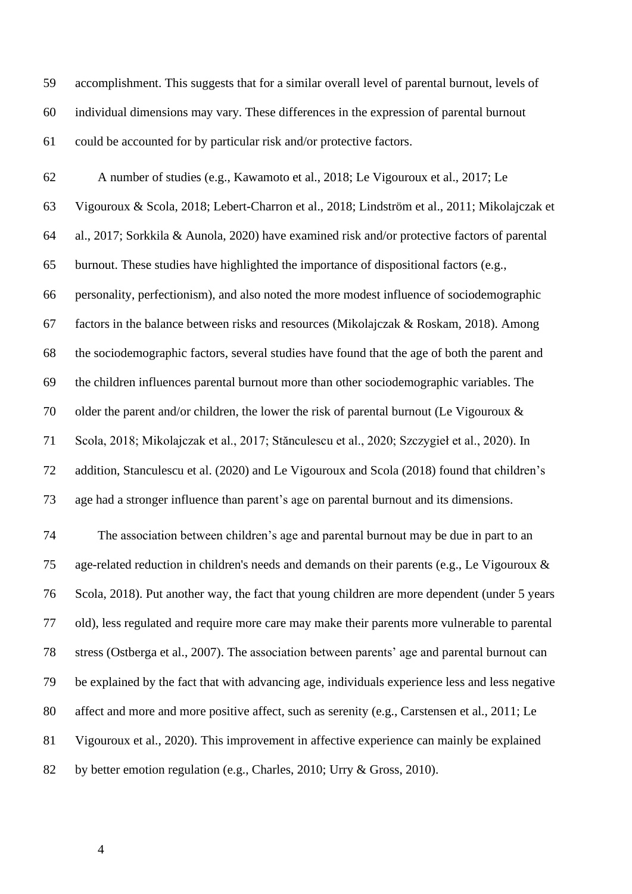accomplishment. This suggests that for a similar overall level of parental burnout, levels of individual dimensions may vary. These differences in the expression of parental burnout could be accounted for by particular risk and/or protective factors.

A number of studies (e.g., Kawamoto et al., 2018; Le Vigouroux et al., 2017; Le Vigouroux & Scola, 2018; Lebert-Charron et al., 2018; Lindström et al., 2011; Mikolajczak et al., 2017; Sorkkila & Aunola, 2020) have examined risk and/or protective factors of parental burnout. These studies have highlighted the importance of dispositional factors (e.g., personality, perfectionism), and also noted the more modest influence of sociodemographic factors in the balance between risks and resources (Mikolajczak & Roskam, 2018). Among the sociodemographic factors, several studies have found that the age of both the parent and the children influences parental burnout more than other sociodemographic variables. The older the parent and/or children, the lower the risk of parental burnout (Le Vigouroux & Scola, 2018; Mikolajczak et al., 2017; Stănculescu et al., 2020; Szczygieł et al., 2020). In addition, Stanculescu et al. (2020) and Le Vigouroux and Scola (2018) found that children's age had a stronger influence than parent's age on parental burnout and its dimensions.

The association between children's age and parental burnout may be due in part to an age-related reduction in children's needs and demands on their parents (e.g., Le Vigouroux & Scola, 2018). Put another way, the fact that young children are more dependent (under 5 years old), less regulated and require more care may make their parents more vulnerable to parental stress (Ostberga et al., 2007). The association between parents' age and parental burnout can be explained by the fact that with advancing age, individuals experience less and less negative affect and more and more positive affect, such as serenity (e.g., Carstensen et al., 2011; Le Vigouroux et al., 2020). This improvement in affective experience can mainly be explained by better emotion regulation (e.g., Charles, 2010; Urry & Gross, 2010).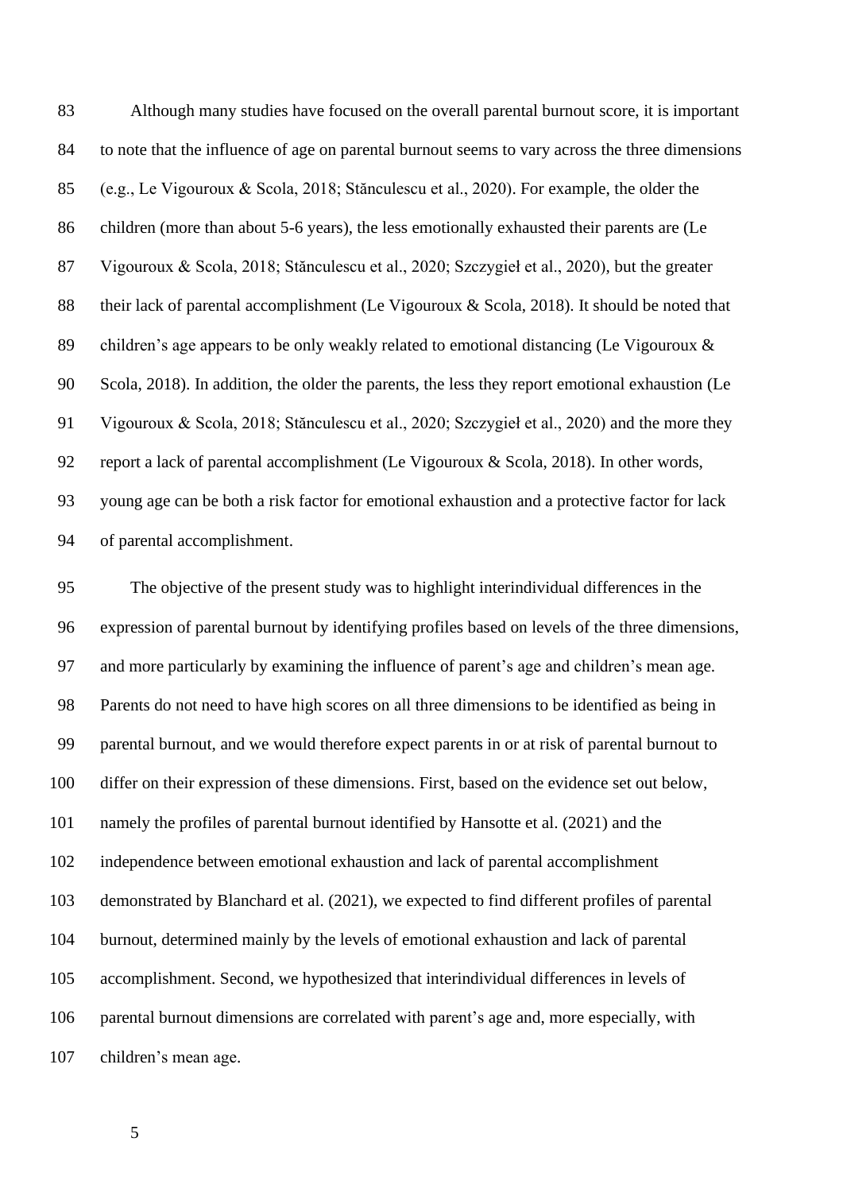Although many studies have focused on the overall parental burnout score, it is important to note that the influence of age on parental burnout seems to vary across the three dimensions (e.g., Le Vigouroux & Scola, 2018; Stănculescu et al., 2020). For example, the older the children (more than about 5-6 years), the less emotionally exhausted their parents are (Le Vigouroux & Scola, 2018; Stănculescu et al., 2020; Szczygieł et al., 2020), but the greater their lack of parental accomplishment (Le Vigouroux & Scola, 2018). It should be noted that children's age appears to be only weakly related to emotional distancing (Le Vigouroux & Scola, 2018). In addition, the older the parents, the less they report emotional exhaustion (Le Vigouroux & Scola, 2018; Stănculescu et al., 2020; Szczygieł et al., 2020) and the more they report a lack of parental accomplishment (Le Vigouroux & Scola, 2018). In other words, young age can be both a risk factor for emotional exhaustion and a protective factor for lack of parental accomplishment.

The objective of the present study was to highlight interindividual differences in the expression of parental burnout by identifying profiles based on levels of the three dimensions, and more particularly by examining the influence of parent's age and children's mean age. Parents do not need to have high scores on all three dimensions to be identified as being in parental burnout, and we would therefore expect parents in or at risk of parental burnout to differ on their expression of these dimensions. First, based on the evidence set out below, namely the profiles of parental burnout identified by Hansotte et al. (2021) and the independence between emotional exhaustion and lack of parental accomplishment demonstrated by Blanchard et al. (2021), we expected to find different profiles of parental burnout, determined mainly by the levels of emotional exhaustion and lack of parental accomplishment. Second, we hypothesized that interindividual differences in levels of parental burnout dimensions are correlated with parent's age and, more especially, with children's mean age.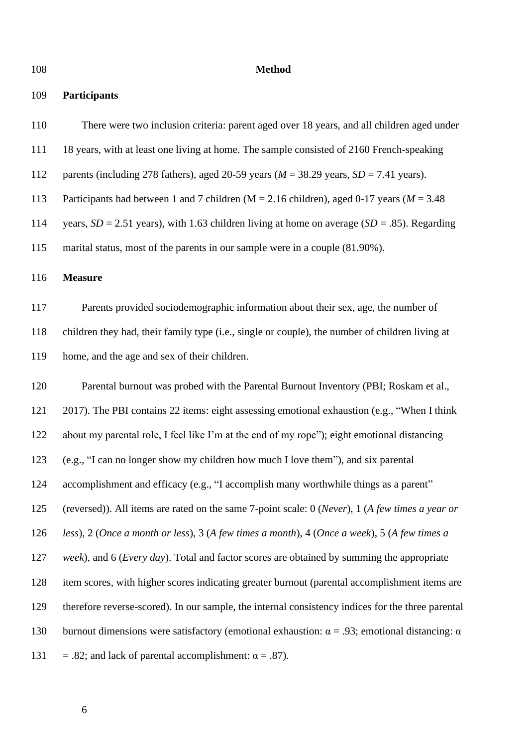# Method

## Participants

There were two inclusion criteria: parent aged over 18 years, and all children aged under 18 years, with at least one living at home. The sample consisted of 2160 French-speaking parents (including 278 fathers), aged 20-59 years ($M$ = 38.29 years, $SD$ = 7.41 years). Participants had between 1 and 7 children (M = 2.16 children), aged 0-17 years ($M$ = 3.48 years, $SD$ = 2.51 years), with 1.63 children living at home on average ($SD$ = .85). Regarding marital status, most of the parents in our sample were in a couple (81.90%).

## Measure

Parents provided sociodemographic information about their sex, age, the number of children they had, their family type (i.e., single or couple), the number of children living at home, and the age and sex of their children.

Parental burnout was probed with the Parental Burnout Inventory (PBI; Roskam et al., 2017). The PBI contains 22 items: eight assessing emotional exhaustion (e.g., "When I think about my parental role, I feel like I'm at the end of my rope"); eight emotional distancing (e.g., "I can no longer show my children how much I love them"), and six parental accomplishment and efficacy (e.g., "I accomplish many worthwhile things as a parent" (reversed)). All items are rated on the same 7-point scale: 0 (*Never*), 1 (*A few times a year or less*), 2 (*Once a month or less*), 3 (*A few times a month*), 4 (*Once a week*), 5 (*A few times a week*), and 6 (*Every day*). Total and factor scores are obtained by summing the appropriate item scores, with higher scores indicating greater burnout (parental accomplishment items are therefore reverse-scored). In our sample, the internal consistency indices for the three parental burnout dimensions were satisfactory (emotional exhaustion: $\alpha$ = .93; emotional distancing: $\alpha$ = .82; and lack of parental accomplishment: $\alpha$ = .87).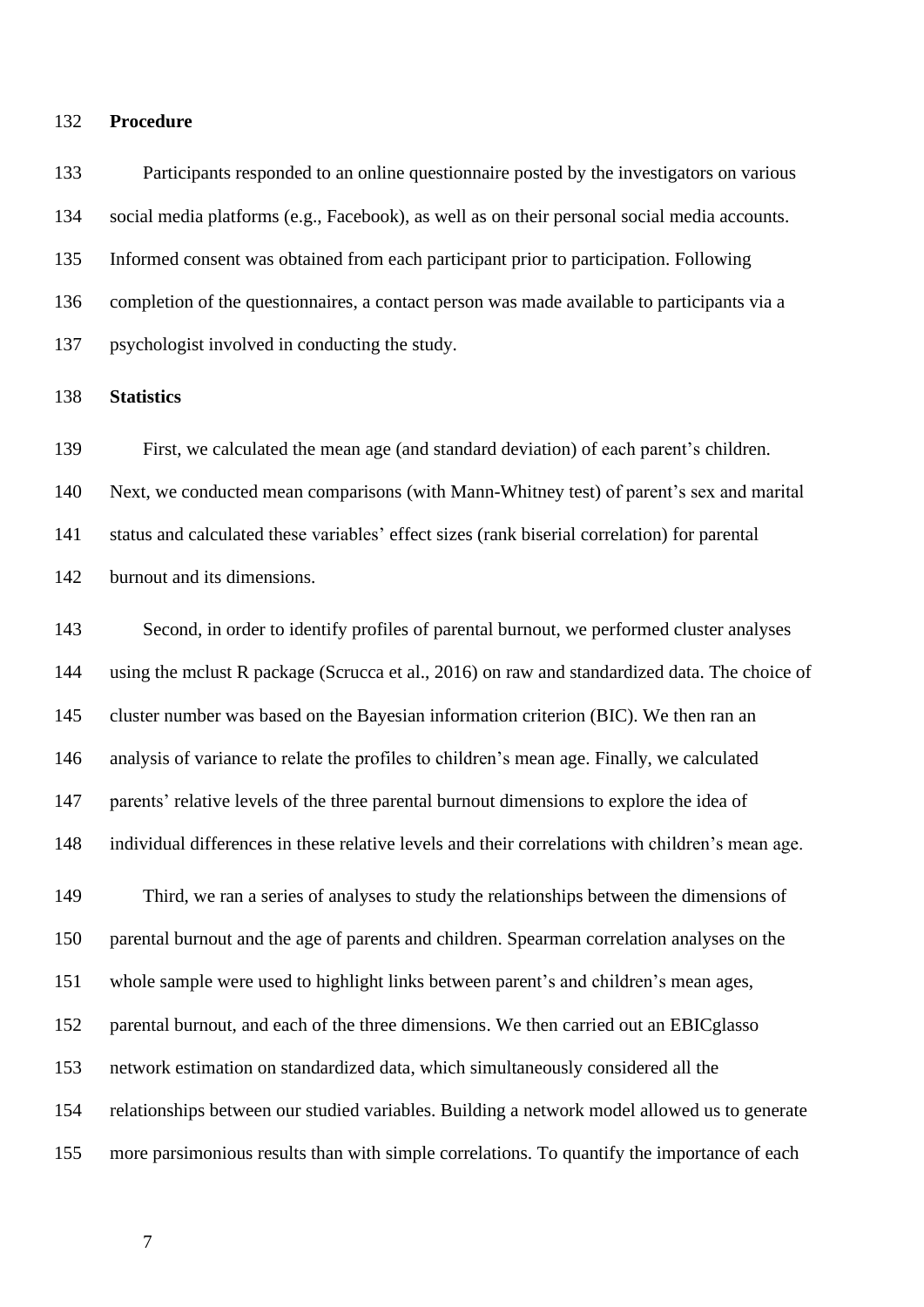**Procedure**

Participants responded to an online questionnaire posted by the investigators on various social media platforms (e.g., Facebook), as well as on their personal social media accounts. Informed consent was obtained from each participant prior to participation. Following completion of the questionnaires, a contact person was made available to participants via a psychologist involved in conducting the study.

**Statistics**

First, we calculated the mean age (and standard deviation) of each parent's children. Next, we conducted mean comparisons (with Mann-Whitney test) of parent's sex and marital status and calculated these variables' effect sizes (rank biserial correlation) for parental burnout and its dimensions.

Second, in order to identify profiles of parental burnout, we performed cluster analyses using the mclust R package (Scrucca et al., 2016) on raw and standardized data. The choice of cluster number was based on the Bayesian information criterion (BIC). We then ran an analysis of variance to relate the profiles to children's mean age. Finally, we calculated parents' relative levels of the three parental burnout dimensions to explore the idea of individual differences in these relative levels and their correlations with children's mean age.

Third, we ran a series of analyses to study the relationships between the dimensions of parental burnout and the age of parents and children. Spearman correlation analyses on the whole sample were used to highlight links between parent's and children's mean ages, parental burnout, and each of the three dimensions. We then carried out an EBICglasso network estimation on standardized data, which simultaneously considered all the relationships between our studied variables. Building a network model allowed us to generate more parsimonious results than with simple correlations. To quantify the importance of each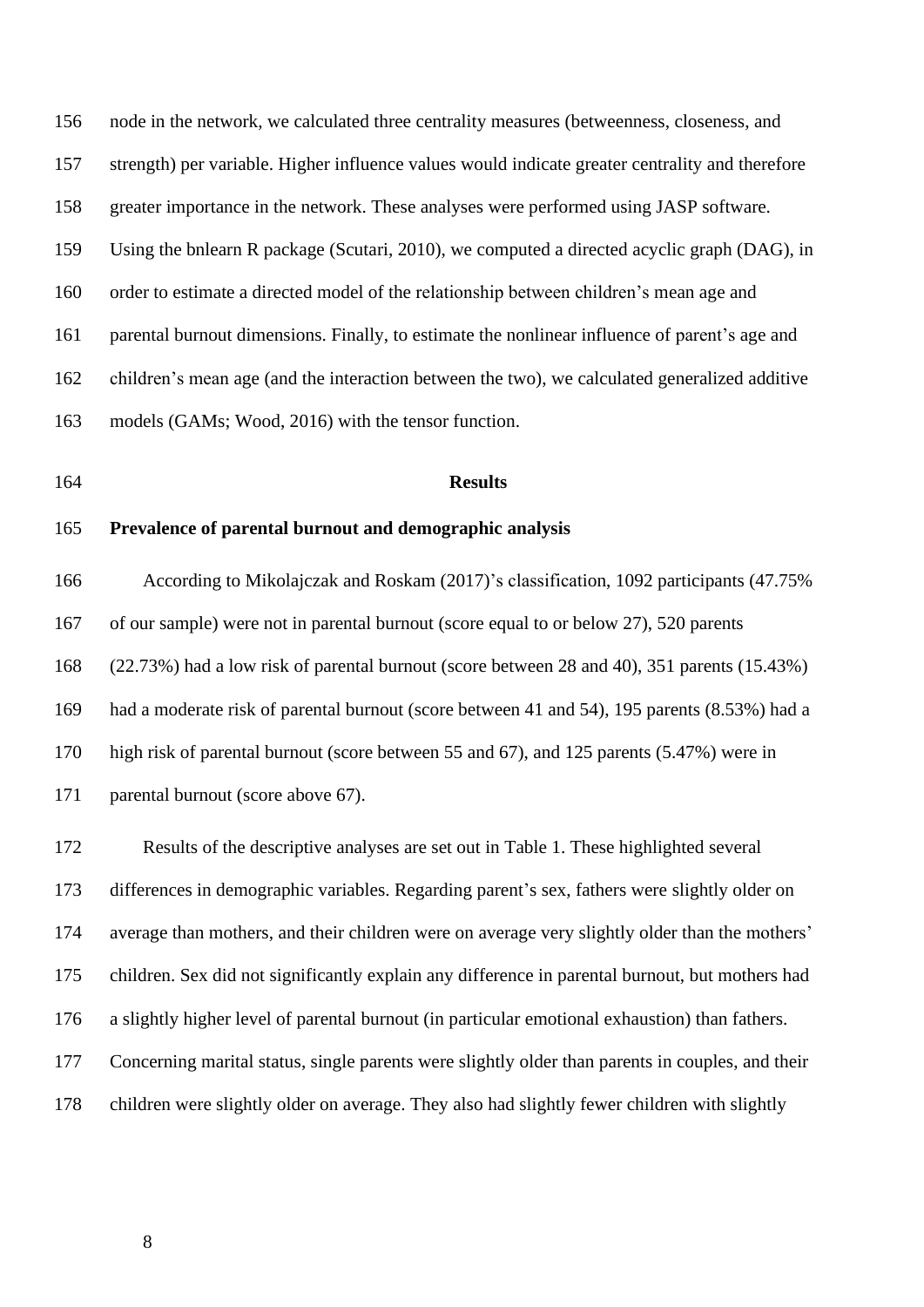node in the network, we calculated three centrality measures (betweenness, closeness, and strength) per variable. Higher influence values would indicate greater centrality and therefore greater importance in the network. These analyses were performed using JASP software. Using the bnlearn R package (Scutari, 2010), we computed a directed acyclic graph (DAG), in order to estimate a directed model of the relationship between children's mean age and parental burnout dimensions. Finally, to estimate the nonlinear influence of parent's age and children's mean age (and the interaction between the two), we calculated generalized additive models (GAMs; Wood, 2016) with the tensor function.

## Results

### Prevalence of parental burnout and demographic analysis

According to Mikolajczak and Roskam (2017)'s classification, 1092 participants (47.75% of our sample) were not in parental burnout (score equal to or below 27), 520 parents (22.73%) had a low risk of parental burnout (score between 28 and 40), 351 parents (15.43%) had a moderate risk of parental burnout (score between 41 and 54), 195 parents (8.53%) had a high risk of parental burnout (score between 55 and 67), and 125 parents (5.47%) were in parental burnout (score above 67).

Results of the descriptive analyses are set out in Table 1. These highlighted several differences in demographic variables. Regarding parent's sex, fathers were slightly older on average than mothers, and their children were on average very slightly older than the mothers' children. Sex did not significantly explain any difference in parental burnout, but mothers had a slightly higher level of parental burnout (in particular emotional exhaustion) than fathers. Concerning marital status, single parents were slightly older than parents in couples, and their children were slightly older on average. They also had slightly fewer children with slightly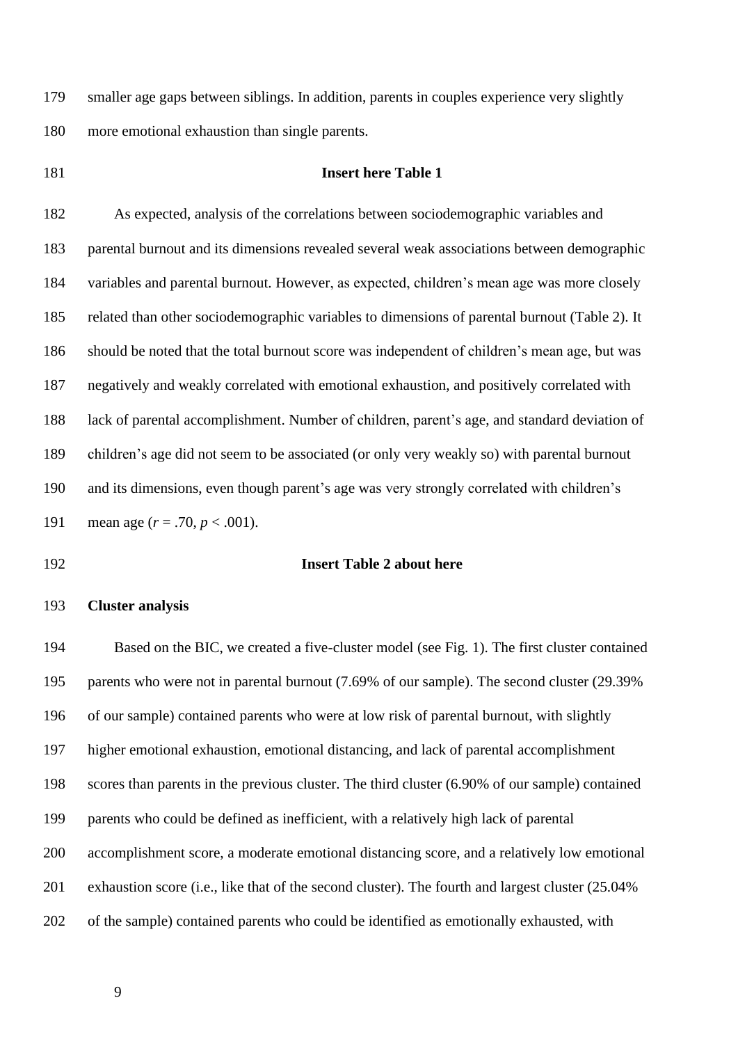smaller age gaps between siblings. In addition, parents in couples experience very slightly more emotional exhaustion than single parents.

**Insert here Table 1**

As expected, analysis of the correlations between sociodemographic variables and parental burnout and its dimensions revealed several weak associations between demographic variables and parental burnout. However, as expected, children's mean age was more closely related than other sociodemographic variables to dimensions of parental burnout (Table 2). It should be noted that the total burnout score was independent of children's mean age, but was negatively and weakly correlated with emotional exhaustion, and positively correlated with lack of parental accomplishment. Number of children, parent's age, and standard deviation of children's age did not seem to be associated (or only very weakly so) with parental burnout and its dimensions, even though parent's age was very strongly correlated with children's mean age ($r = .70$, $p < .001$).

**Insert Table 2 about here**

**Cluster analysis**

Based on the BIC, we created a five-cluster model (see Fig. 1). The first cluster contained parents who were not in parental burnout (7.69% of our sample). The second cluster (29.39% of our sample) contained parents who were at low risk of parental burnout, with slightly higher emotional exhaustion, emotional distancing, and lack of parental accomplishment scores than parents in the previous cluster. The third cluster (6.90% of our sample) contained parents who could be defined as inefficient, with a relatively high lack of parental accomplishment score, a moderate emotional distancing score, and a relatively low emotional exhaustion score (i.e., like that of the second cluster). The fourth and largest cluster (25.04% of the sample) contained parents who could be identified as emotionally exhausted, with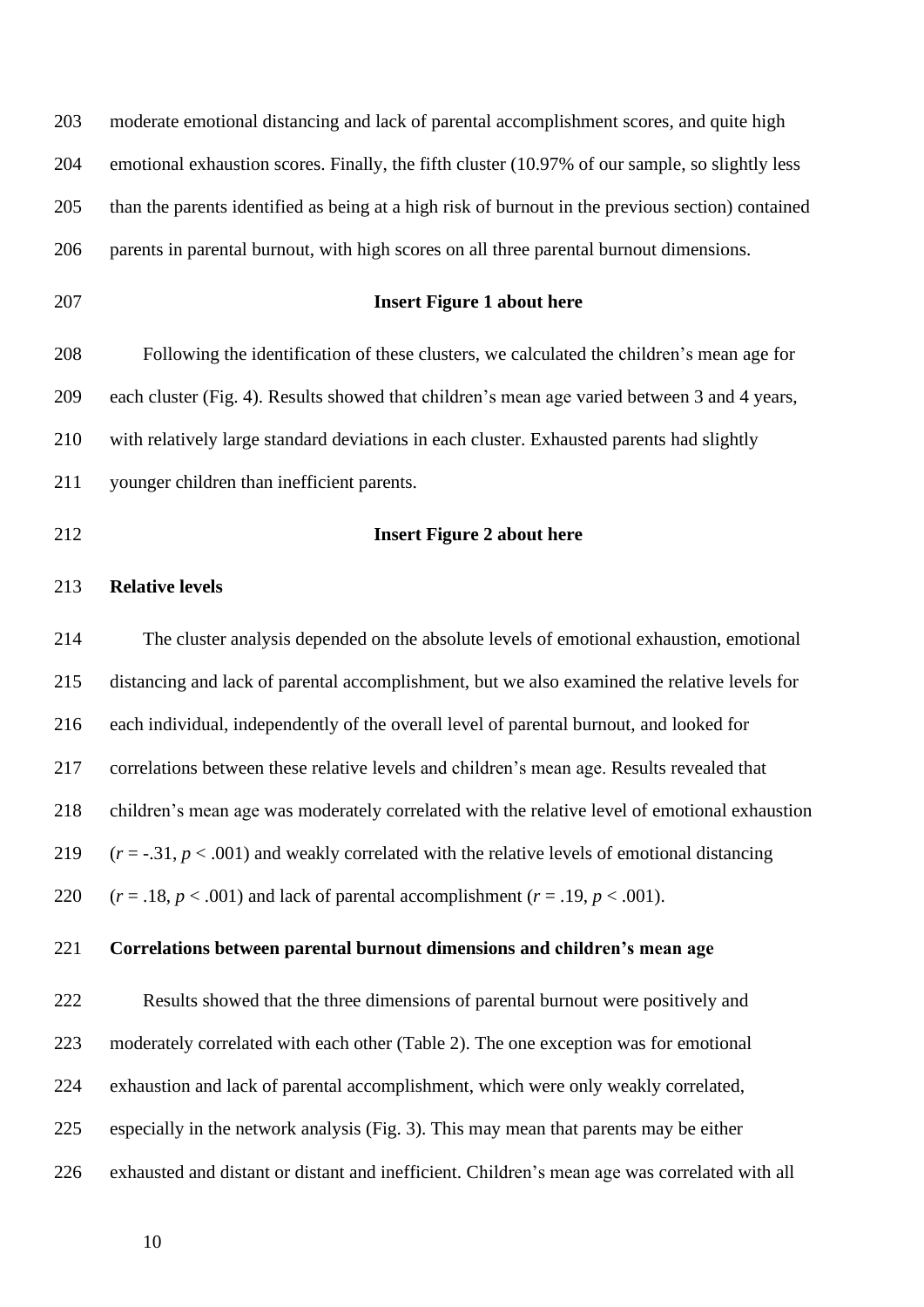moderate emotional distancing and lack of parental accomplishment scores, and quite high emotional exhaustion scores. Finally, the fifth cluster (10.97% of our sample, so slightly less than the parents identified as being at a high risk of burnout in the previous section) contained parents in parental burnout, with high scores on all three parental burnout dimensions.

**Insert Figure 1 about here**

Following the identification of these clusters, we calculated the children's mean age for each cluster (Fig. 4). Results showed that children's mean age varied between 3 and 4 years, with relatively large standard deviations in each cluster. Exhausted parents had slightly younger children than inefficient parents.

**Insert Figure 2 about here**

## Relative levels

The cluster analysis depended on the absolute levels of emotional exhaustion, emotional distancing and lack of parental accomplishment, but we also examined the relative levels for each individual, independently of the overall level of parental burnout, and looked for correlations between these relative levels and children's mean age. Results revealed that children's mean age was moderately correlated with the relative level of emotional exhaustion ($r = -.31$, $p < .001$) and weakly correlated with the relative levels of emotional distancing ($r = .18$, $p < .001$) and lack of parental accomplishment ($r = .19$, $p < .001$).

## Correlations between parental burnout dimensions and children's mean age

Results showed that the three dimensions of parental burnout were positively and moderately correlated with each other (Table 2). The one exception was for emotional exhaustion and lack of parental accomplishment, which were only weakly correlated, especially in the network analysis (Fig. 3). This may mean that parents may be either exhausted and distant or distant and inefficient. Children's mean age was correlated with all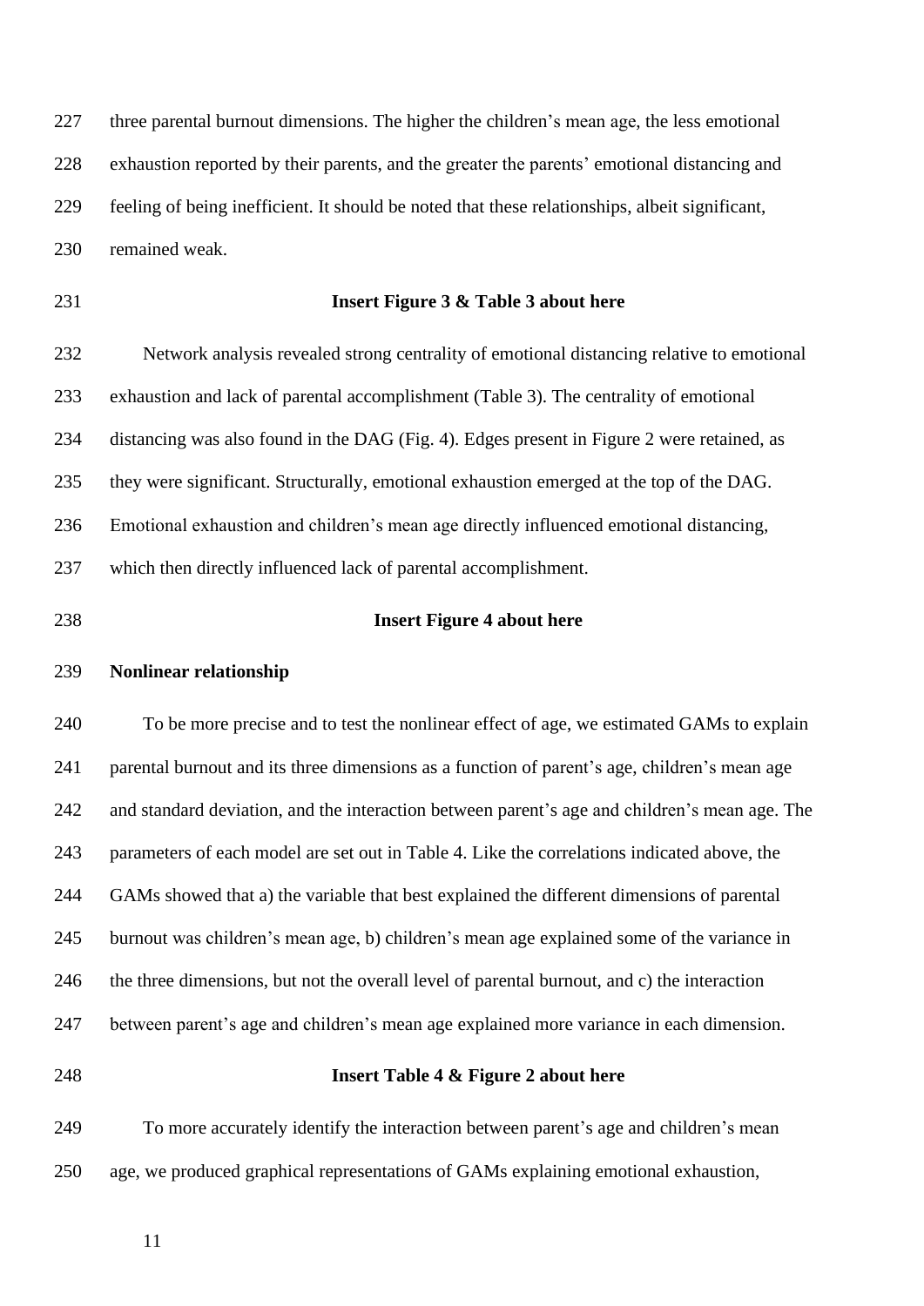three parental burnout dimensions. The higher the children's mean age, the less emotional exhaustion reported by their parents, and the greater the parents' emotional distancing and feeling of being inefficient. It should be noted that these relationships, albeit significant, remained weak.

**Insert Figure 3 & Table 3 about here**

Network analysis revealed strong centrality of emotional distancing relative to emotional exhaustion and lack of parental accomplishment (Table 3). The centrality of emotional distancing was also found in the DAG (Fig. 4). Edges present in Figure 2 were retained, as they were significant. Structurally, emotional exhaustion emerged at the top of the DAG. Emotional exhaustion and children's mean age directly influenced emotional distancing, which then directly influenced lack of parental accomplishment.

**Insert Figure 4 about here**

**Nonlinear relationship**

To be more precise and to test the nonlinear effect of age, we estimated GAMs to explain parental burnout and its three dimensions as a function of parent's age, children's mean age and standard deviation, and the interaction between parent's age and children's mean age. The parameters of each model are set out in Table 4. Like the correlations indicated above, the GAMs showed that a) the variable that best explained the different dimensions of parental burnout was children's mean age, b) children's mean age explained some of the variance in the three dimensions, but not the overall level of parental burnout, and c) the interaction between parent's age and children's mean age explained more variance in each dimension.

**Insert Table 4 & Figure 2 about here**

To more accurately identify the interaction between parent's age and children's mean age, we produced graphical representations of GAMs explaining emotional exhaustion,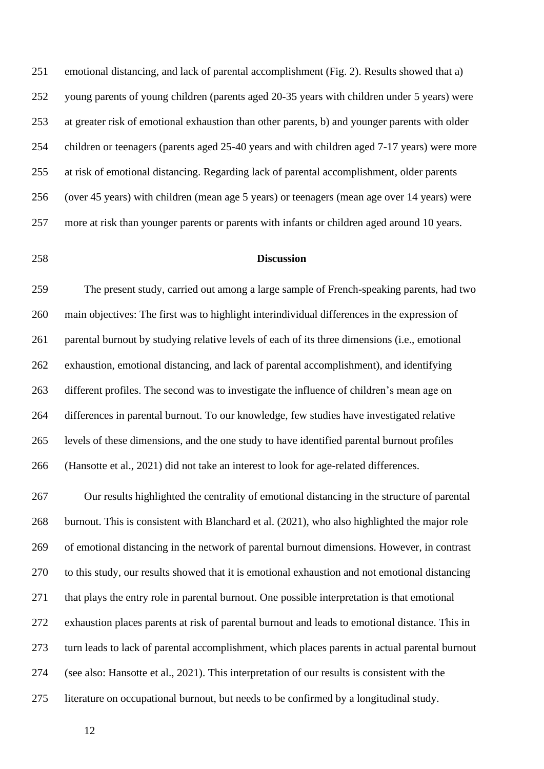emotional distancing, and lack of parental accomplishment (Fig. 2). Results showed that a) young parents of young children (parents aged 20-35 years with children under 5 years) were at greater risk of emotional exhaustion than other parents, b) and younger parents with older children or teenagers (parents aged 25-40 years and with children aged 7-17 years) were more at risk of emotional distancing. Regarding lack of parental accomplishment, older parents (over 45 years) with children (mean age 5 years) or teenagers (mean age over 14 years) were more at risk than younger parents or parents with infants or children aged around 10 years.

## Discussion

The present study, carried out among a large sample of French-speaking parents, had two main objectives: The first was to highlight interindividual differences in the expression of parental burnout by studying relative levels of each of its three dimensions (i.e., emotional exhaustion, emotional distancing, and lack of parental accomplishment), and identifying different profiles. The second was to investigate the influence of children's mean age on differences in parental burnout. To our knowledge, few studies have investigated relative levels of these dimensions, and the one study to have identified parental burnout profiles (Hansotte et al., 2021) did not take an interest to look for age-related differences.

Our results highlighted the centrality of emotional distancing in the structure of parental burnout. This is consistent with Blanchard et al. (2021), who also highlighted the major role of emotional distancing in the network of parental burnout dimensions. However, in contrast to this study, our results showed that it is emotional exhaustion and not emotional distancing that plays the entry role in parental burnout. One possible interpretation is that emotional exhaustion places parents at risk of parental burnout and leads to emotional distance. This in turn leads to lack of parental accomplishment, which places parents in actual parental burnout (see also: Hansotte et al., 2021). This interpretation of our results is consistent with the literature on occupational burnout, but needs to be confirmed by a longitudinal study.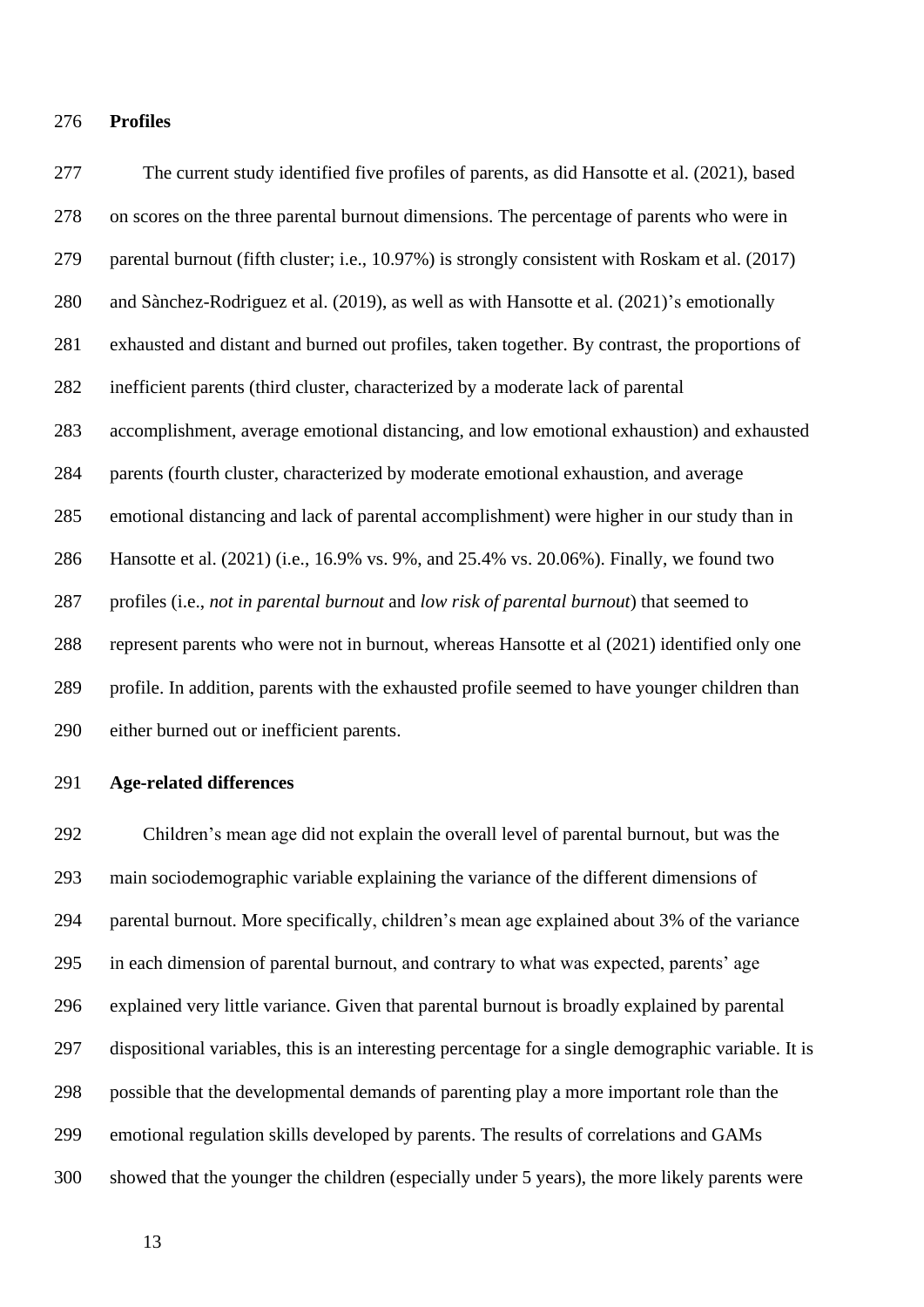## Profiles

The current study identified five profiles of parents, as did Hansotte et al. (2021), based on scores on the three parental burnout dimensions. The percentage of parents who were in parental burnout (fifth cluster; i.e., 10.97%) is strongly consistent with Roskam et al. (2017) and Sànchez-Rodriguez et al. (2019), as well as with Hansotte et al. (2021)'s emotionally exhausted and distant and burned out profiles, taken together. By contrast, the proportions of inefficient parents (third cluster, characterized by a moderate lack of parental accomplishment, average emotional distancing, and low emotional exhaustion) and exhausted parents (fourth cluster, characterized by moderate emotional exhaustion, and average emotional distancing and lack of parental accomplishment) were higher in our study than in Hansotte et al. (2021) (i.e., 16.9% vs. 9%, and 25.4% vs. 20.06%). Finally, we found two profiles (i.e., *not in parental burnout* and *low risk of parental burnout*) that seemed to represent parents who were not in burnout, whereas Hansotte et al (2021) identified only one profile. In addition, parents with the exhausted profile seemed to have younger children than either burned out or inefficient parents.

## Age-related differences

Children's mean age did not explain the overall level of parental burnout, but was the main sociodemographic variable explaining the variance of the different dimensions of parental burnout. More specifically, children's mean age explained about 3% of the variance in each dimension of parental burnout, and contrary to what was expected, parents' age explained very little variance. Given that parental burnout is broadly explained by parental dispositional variables, this is an interesting percentage for a single demographic variable. It is possible that the developmental demands of parenting play a more important role than the emotional regulation skills developed by parents. The results of correlations and GAMs showed that the younger the children (especially under 5 years), the more likely parents were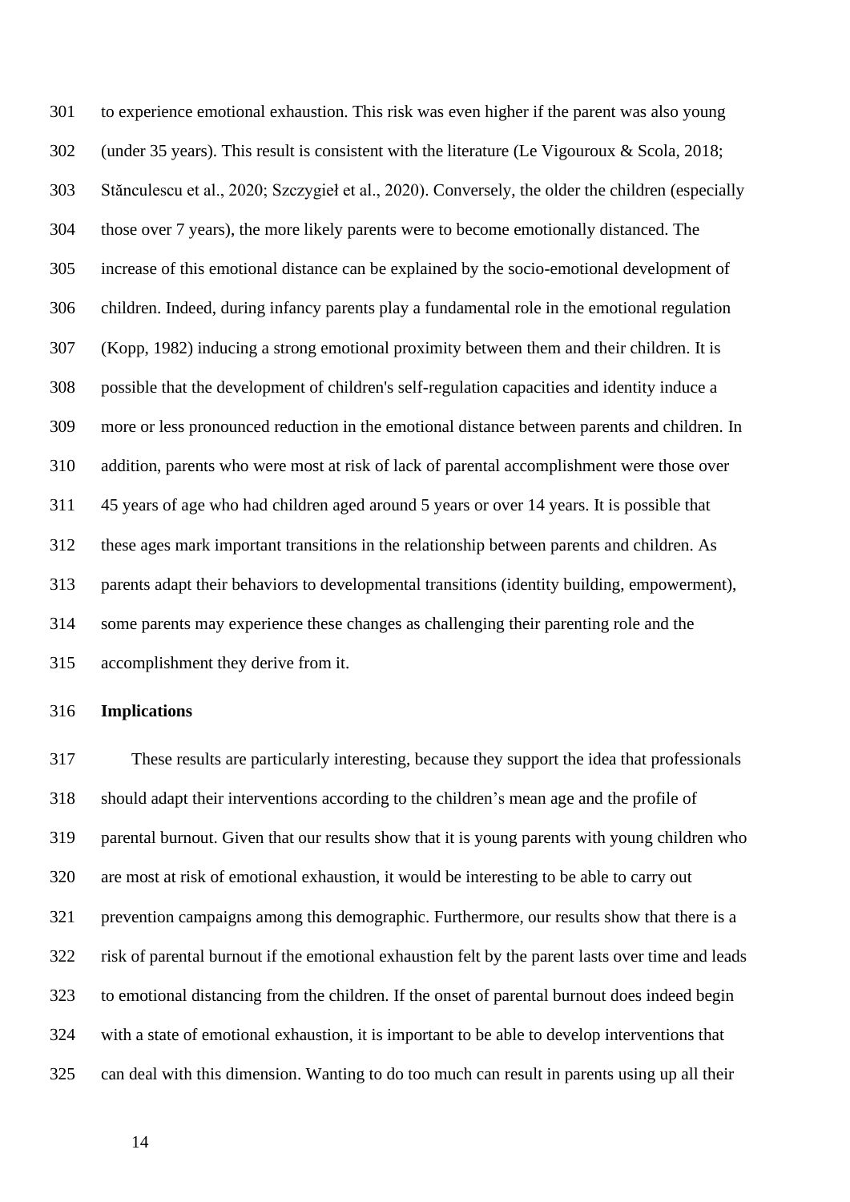to experience emotional exhaustion. This risk was even higher if the parent was also young (under 35 years). This result is consistent with the literature (Le Vigouroux & Scola, 2018; Stănculescu et al., 2020; Szczygieł et al., 2020). Conversely, the older the children (especially those over 7 years), the more likely parents were to become emotionally distanced. The increase of this emotional distance can be explained by the socio-emotional development of children. Indeed, during infancy parents play a fundamental role in the emotional regulation (Kopp, 1982) inducing a strong emotional proximity between them and their children. It is possible that the development of children's self-regulation capacities and identity induce a more or less pronounced reduction in the emotional distance between parents and children. In addition, parents who were most at risk of lack of parental accomplishment were those over 45 years of age who had children aged around 5 years or over 14 years. It is possible that these ages mark important transitions in the relationship between parents and children. As parents adapt their behaviors to developmental transitions (identity building, empowerment), some parents may experience these changes as challenging their parenting role and the accomplishment they derive from it.

**Implications**

These results are particularly interesting, because they support the idea that professionals should adapt their interventions according to the children's mean age and the profile of parental burnout. Given that our results show that it is young parents with young children who are most at risk of emotional exhaustion, it would be interesting to be able to carry out prevention campaigns among this demographic. Furthermore, our results show that there is a risk of parental burnout if the emotional exhaustion felt by the parent lasts over time and leads to emotional distancing from the children. If the onset of parental burnout does indeed begin with a state of emotional exhaustion, it is important to be able to develop interventions that can deal with this dimension. Wanting to do too much can result in parents using up all their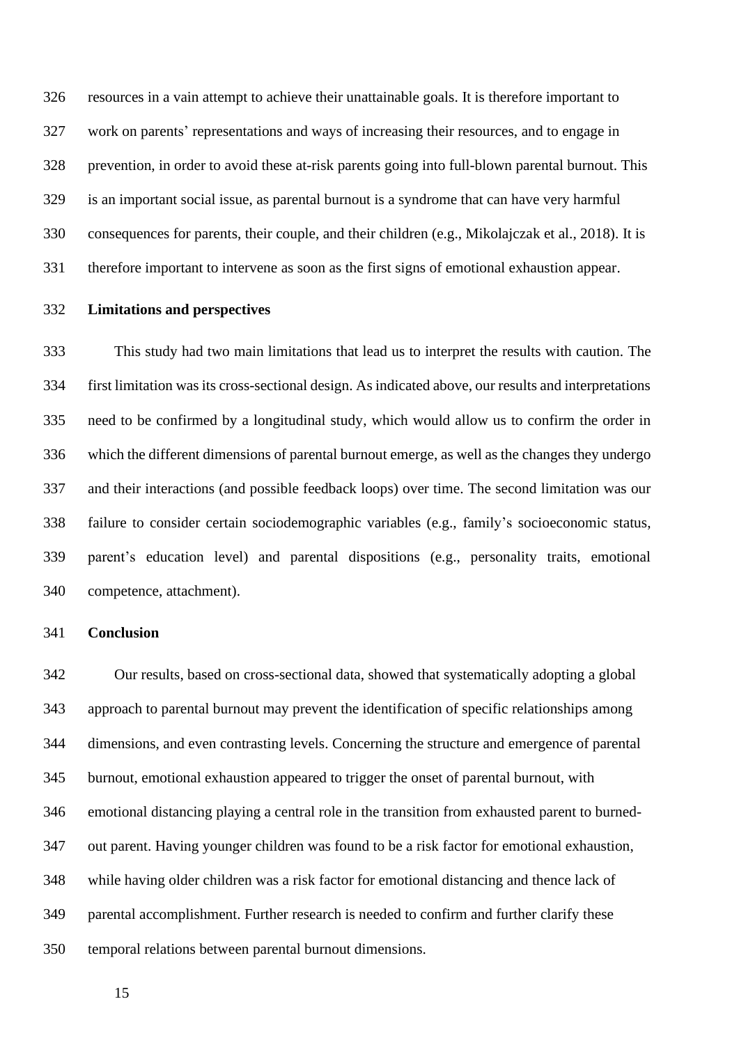resources in a vain attempt to achieve their unattainable goals. It is therefore important to work on parents' representations and ways of increasing their resources, and to engage in prevention, in order to avoid these at-risk parents going into full-blown parental burnout. This is an important social issue, as parental burnout is a syndrome that can have very harmful consequences for parents, their couple, and their children (e.g., Mikolajczak et al., 2018). It is therefore important to intervene as soon as the first signs of emotional exhaustion appear.

## Limitations and perspectives

This study had two main limitations that lead us to interpret the results with caution. The first limitation was its cross-sectional design. As indicated above, our results and interpretations need to be confirmed by a longitudinal study, which would allow us to confirm the order in which the different dimensions of parental burnout emerge, as well as the changes they undergo and their interactions (and possible feedback loops) over time. The second limitation was our failure to consider certain sociodemographic variables (e.g., family's socioeconomic status, parent's education level) and parental dispositions (e.g., personality traits, emotional competence, attachment).

## Conclusion

Our results, based on cross-sectional data, showed that systematically adopting a global approach to parental burnout may prevent the identification of specific relationships among dimensions, and even contrasting levels. Concerning the structure and emergence of parental burnout, emotional exhaustion appeared to trigger the onset of parental burnout, with emotional distancing playing a central role in the transition from exhausted parent to burned-out parent. Having younger children was found to be a risk factor for emotional exhaustion, while having older children was a risk factor for emotional distancing and thence lack of parental accomplishment. Further research is needed to confirm and further clarify these temporal relations between parental burnout dimensions.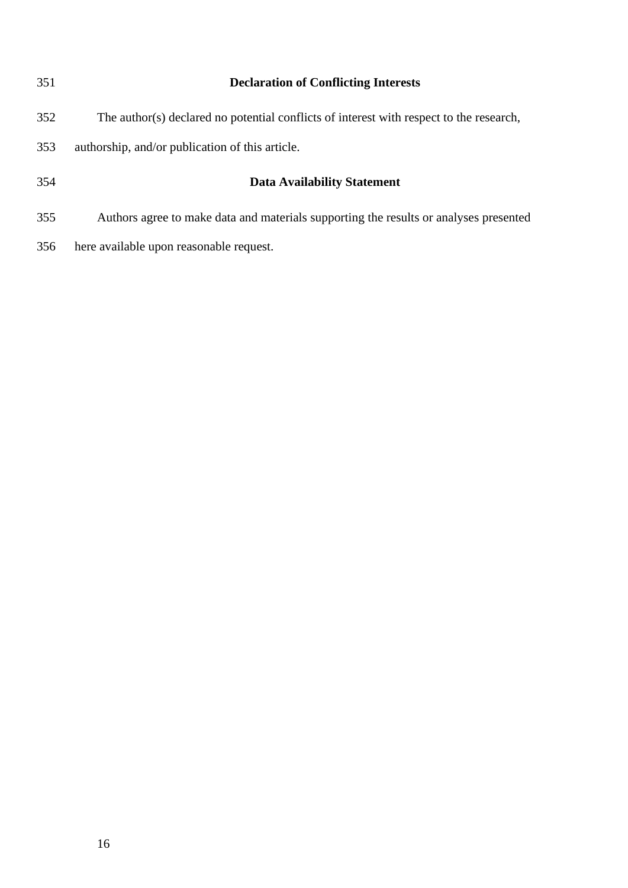## Declaration of Conflicting Interests

The author(s) declared no potential conflicts of interest with respect to the research, authorship, and/or publication of this article.

## Data Availability Statement

Authors agree to make data and materials supporting the results or analyses presented here available upon reasonable request.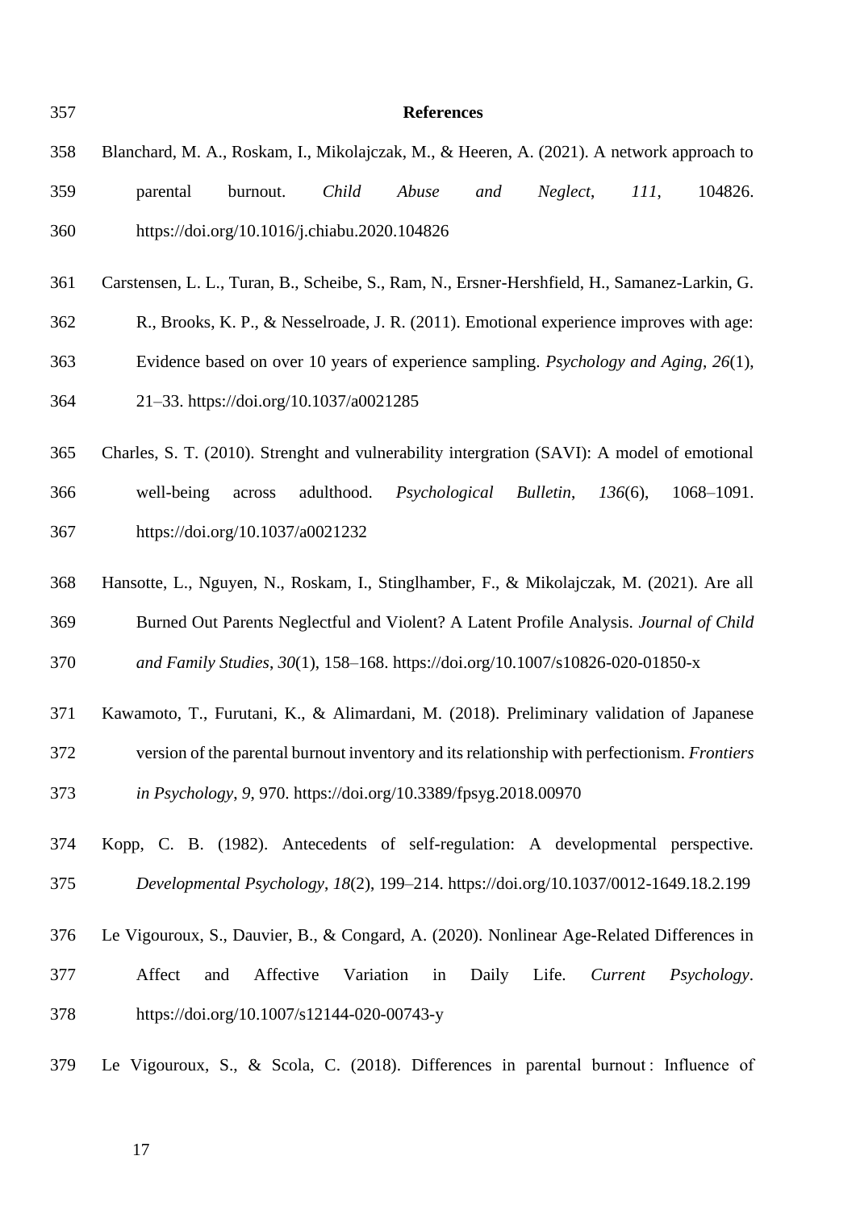## References

Blanchard, M. A., Roskam, I., Mikolajczak, M., & Heeren, A. (2021). A network approach to parental burnout. *Child Abuse and Neglect*, *111*, 104826. https://doi.org/10.1016/j.chiabu.2020.104826

Carstensen, L. L., Turan, B., Scheibe, S., Ram, N., Ersner-Hershfield, H., Samanez-Larkin, G. R., Brooks, K. P., & Nesselroade, J. R. (2011). Emotional experience improves with age: Evidence based on over 10 years of experience sampling. *Psychology and Aging*, *26*(1), 21–33. https://doi.org/10.1037/a0021285

Charles, S. T. (2010). Strenght and vulnerability intergration (SAVI): A model of emotional well-being across adulthood. *Psychological Bulletin*, *136*(6), 1068–1091. https://doi.org/10.1037/a0021232

Hansotte, L., Nguyen, N., Roskam, I., Stinglhamber, F., & Mikolajczak, M. (2021). Are all Burned Out Parents Neglectful and Violent? A Latent Profile Analysis. *Journal of Child and Family Studies*, *30*(1), 158–168. https://doi.org/10.1007/s10826-020-01850-x

Kawamoto, T., Furutani, K., & Alimardani, M. (2018). Preliminary validation of Japanese version of the parental burnout inventory and its relationship with perfectionism. *Frontiers in Psychology*, *9*, 970. https://doi.org/10.3389/fpsyg.2018.00970

Kopp, C. B. (1982). Antecedents of self-regulation: A developmental perspective. *Developmental Psychology*, *18*(2), 199–214. https://doi.org/10.1037/0012-1649.18.2.199

Le Vigouroux, S., Dauvier, B., & Congard, A. (2020). Nonlinear Age-Related Differences in Affect and Affective Variation in Daily Life. *Current Psychology*. https://doi.org/10.1007/s12144-020-00743-y

Le Vigouroux, S., & Scola, C. (2018). Differences in parental burnout : Influence of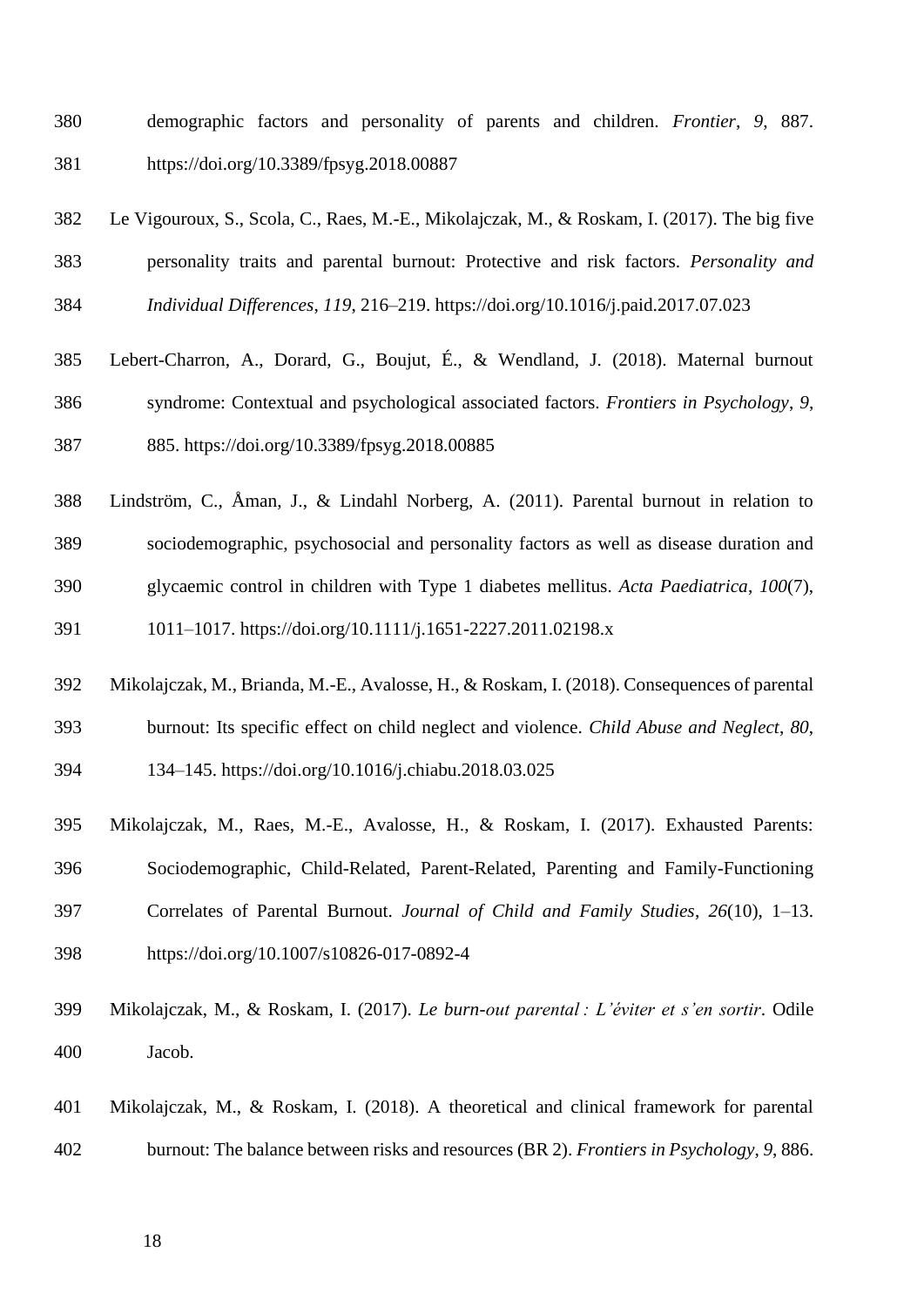demographic factors and personality of parents and children. *Frontier*, *9*, 887. https://doi.org/10.3389/fpsyg.2018.00887

Le Vigouroux, S., Scola, C., Raes, M.-E., Mikolajczak, M., & Roskam, I. (2017). The big five personality traits and parental burnout: Protective and risk factors. *Personality and Individual Differences*, *119*, 216–219. https://doi.org/10.1016/j.paid.2017.07.023

Lebert-Charron, A., Dorard, G., Boujut, É., & Wendland, J. (2018). Maternal burnout syndrome: Contextual and psychological associated factors. *Frontiers in Psychology*, *9*, 885. https://doi.org/10.3389/fpsyg.2018.00885

Lindström, C., Åman, J., & Lindahl Norberg, A. (2011). Parental burnout in relation to sociodemographic, psychosocial and personality factors as well as disease duration and glycaemic control in children with Type 1 diabetes mellitus. *Acta Paediatrica*, *100*(7), 1011–1017. https://doi.org/10.1111/j.1651-2227.2011.02198.x

Mikolajczak, M., Brianda, M.-E., Avalosse, H., & Roskam, I. (2018). Consequences of parental burnout: Its specific effect on child neglect and violence. *Child Abuse and Neglect*, *80*, 134–145. https://doi.org/10.1016/j.chiabu.2018.03.025

Mikolajczak, M., Raes, M.-E., Avalosse, H., & Roskam, I. (2017). Exhausted Parents: Sociodemographic, Child-Related, Parent-Related, Parenting and Family-Functioning Correlates of Parental Burnout. *Journal of Child and Family Studies*, *26*(10), 1–13. https://doi.org/10.1007/s10826-017-0892-4

Mikolajczak, M., & Roskam, I. (2017). *Le burn-out parental : L'éviter et s'en sortir*. Odile Jacob.

Mikolajczak, M., & Roskam, I. (2018). A theoretical and clinical framework for parental burnout: The balance between risks and resources (BR 2). *Frontiers in Psychology*, *9*, 886.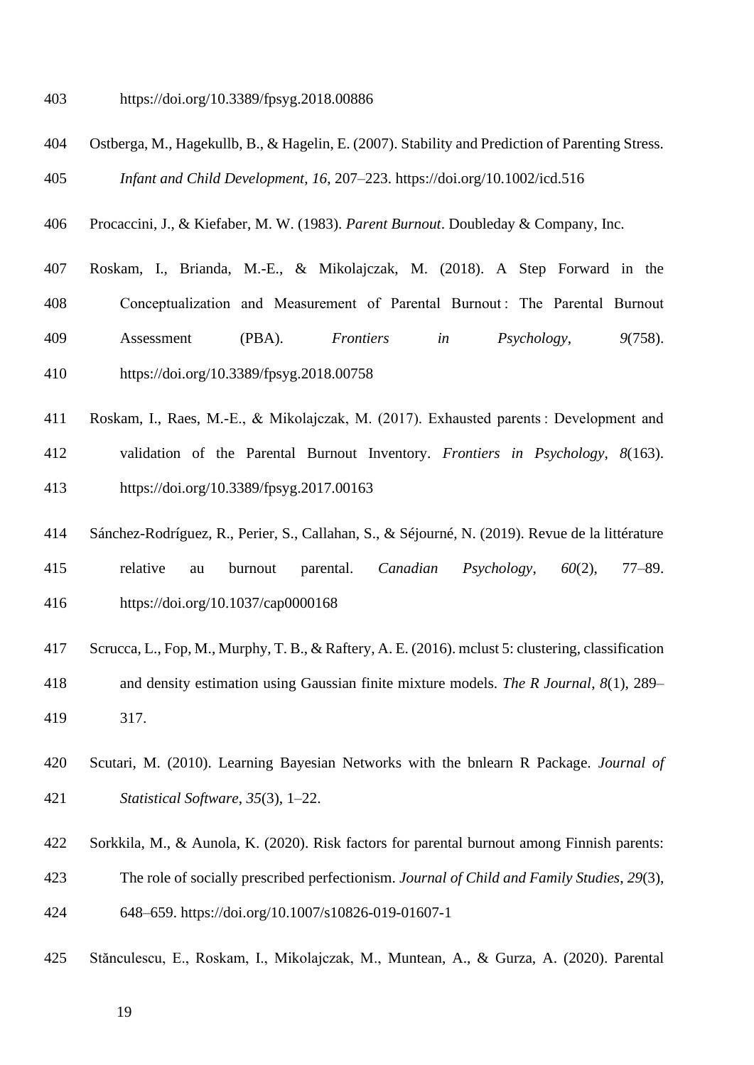https://doi.org/10.3389/fpsyg.2018.00886

Ostberga, M., Hagekullb, B., & Hagelin, E. (2007). Stability and Prediction of Parenting Stress. *Infant and Child Development*, *16*, 207–223. https://doi.org/10.1002/icd.516

Procaccini, J., & Kiefaber, M. W. (1983). *Parent Burnout*. Doubleday & Company, Inc.

Roskam, I., Brianda, M.-E., & Mikolajczak, M. (2018). A Step Forward in the Conceptualization and Measurement of Parental Burnout : The Parental Burnout Assessment (PBA). *Frontiers in Psychology*, *9*(758). https://doi.org/10.3389/fpsyg.2018.00758

Roskam, I., Raes, M.-E., & Mikolajczak, M. (2017). Exhausted parents : Development and validation of the Parental Burnout Inventory. *Frontiers in Psychology*, *8*(163). https://doi.org/10.3389/fpsyg.2017.00163

Sánchez-Rodríguez, R., Perier, S., Callahan, S., & Séjourné, N. (2019). Revue de la littérature relative au burnout parental. *Canadian Psychology*, *60*(2), 77–89. https://doi.org/10.1037/cap0000168

Scrucca, L., Fop, M., Murphy, T. B., & Raftery, A. E. (2016). mclust 5: clustering, classification and density estimation using Gaussian finite mixture models. *The R Journal*, *8*(1), 289–317.

Scutari, M. (2010). Learning Bayesian Networks with the bnlearn R Package. *Journal of Statistical Software*, *35*(3), 1–22.

Sorkkila, M., & Aunola, K. (2020). Risk factors for parental burnout among Finnish parents: The role of socially prescribed perfectionism. *Journal of Child and Family Studies*, *29*(3), 648–659. https://doi.org/10.1007/s10826-019-01607-1

Stănculescu, E., Roskam, I., Mikolajczak, M., Muntean, A., & Gurza, A. (2020). Parental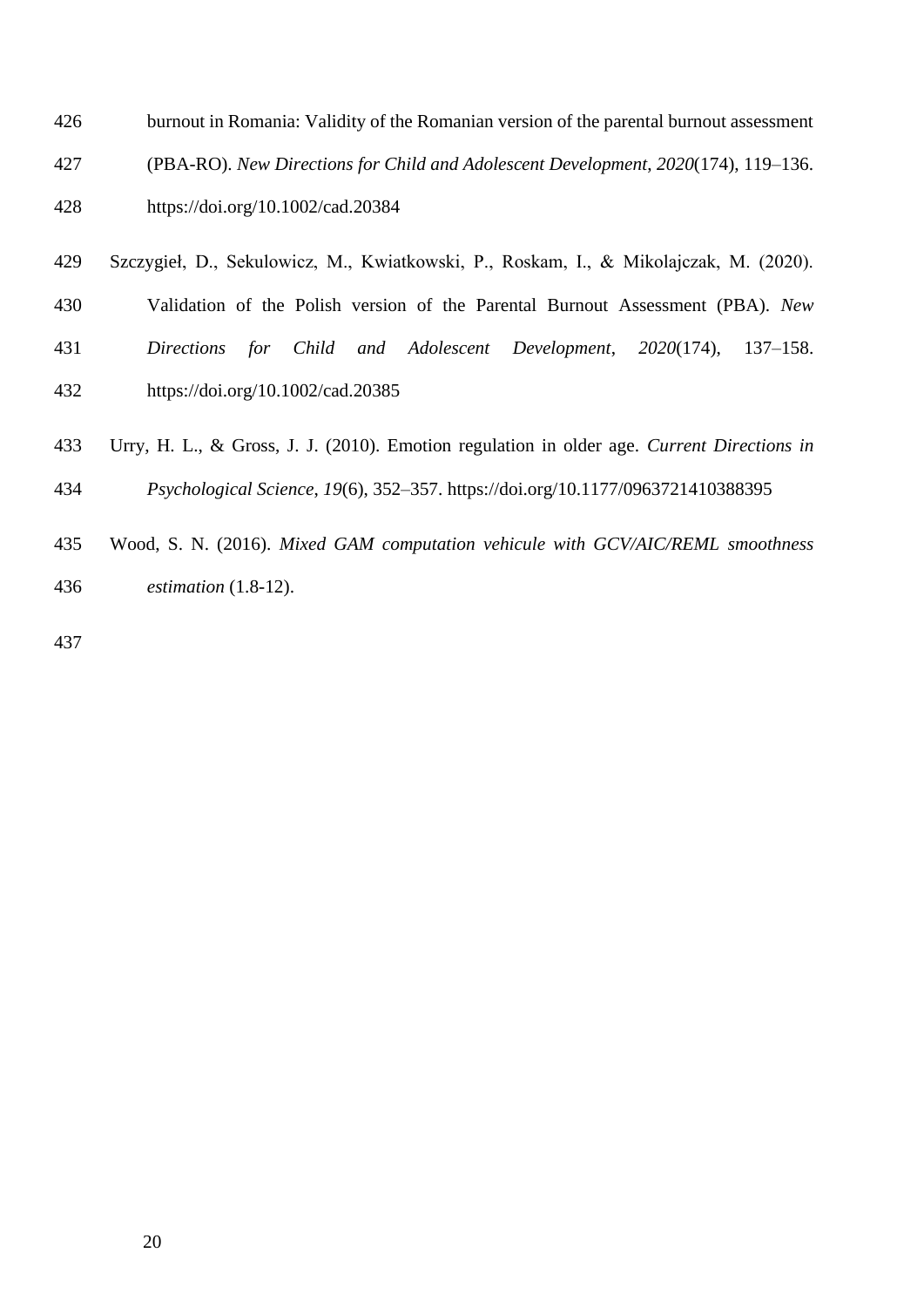burnout in Romania: Validity of the Romanian version of the parental burnout assessment (PBA-RO). *New Directions for Child and Adolescent Development*, *2020*(174), 119–136. https://doi.org/10.1002/cad.20384

Szczygieł, D., Sekulowicz, M., Kwiatkowski, P., Roskam, I., & Mikolajczak, M. (2020). Validation of the Polish version of the Parental Burnout Assessment (PBA). *New Directions for Child and Adolescent Development*, *2020*(174), 137–158. https://doi.org/10.1002/cad.20385

Urry, H. L., & Gross, J. J. (2010). Emotion regulation in older age. *Current Directions in Psychological Science*, *19*(6), 352–357. https://doi.org/10.1177/0963721410388395

Wood, S. N. (2016). *Mixed GAM computation vehicule with GCV/AIC/REML smoothness estimation* (1.8-12).